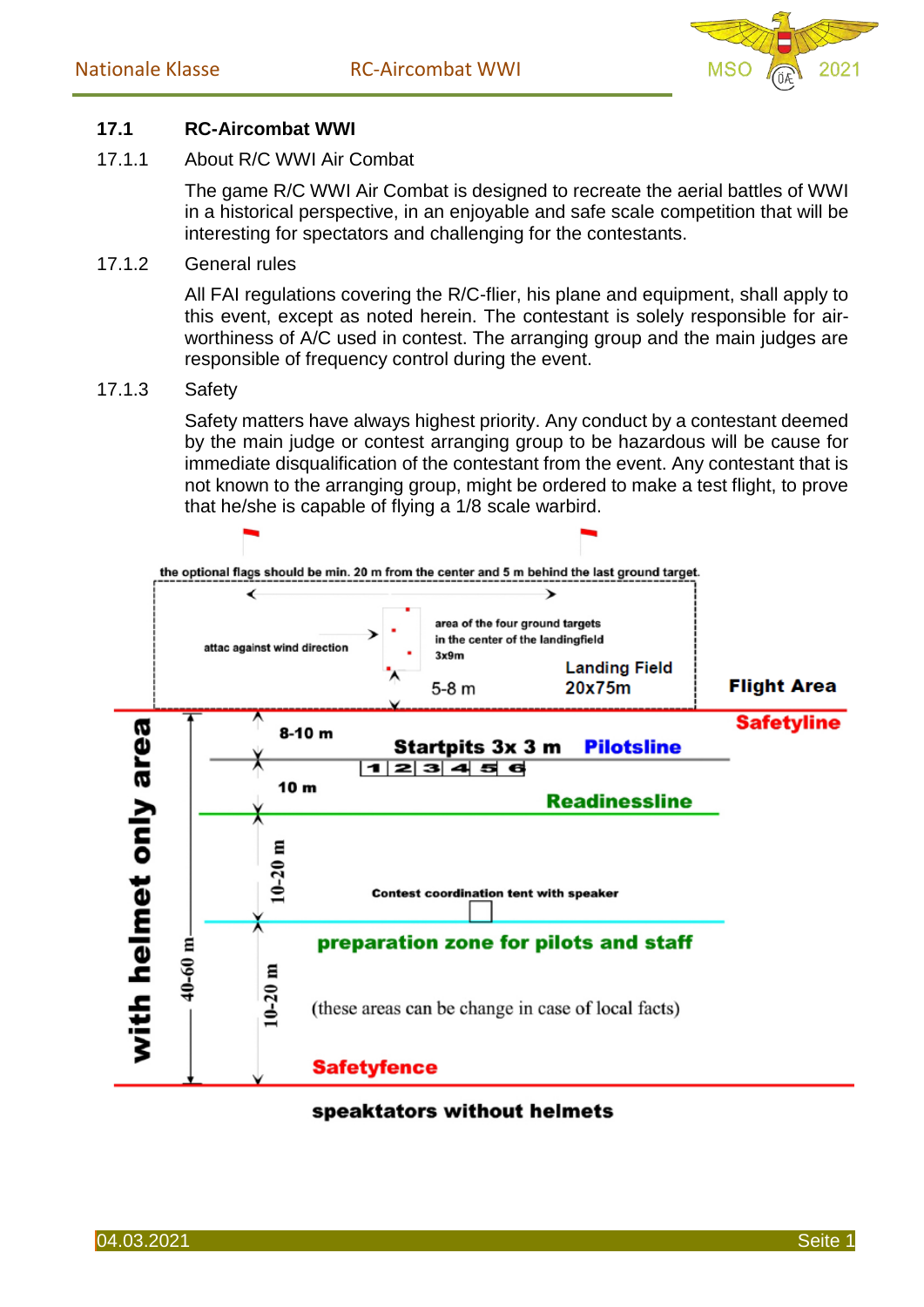## 17.1 RC-Aircombat WWI

### 17.1.1 About R/C WWI Air Combat

The game R/C WWI Air Combat is designed to recreate the aerial battles of WWI in a historical perspective, in an enjoyable and safe scale competition that will be interesting for spectators and challenging for the contestants.

### 17.1.2 General rules

All FAI regulations covering the R/C-flier, his plane and equipment, shall apply to this event, except as noted herein. The contestant is solely responsible for air-worthiness of A/C used in contest. The arranging group and the main judges are responsible of frequency control during the event.

### 17.1.3 Safety

Safety matters have always highest priority. Any conduct by a contestant deemed by the main judge or contest arranging group to be hazardous will be cause for immediate disqualification of the contestant from the event. Any contestant that is not known to the arranging group, might be ordered to make a test flight, to prove that he/she is capable of flying a 1/8 scale warbird.

the optional flags should be min. 20 m from the center and 5 m behind the last ground target.

attac against wind direction

area of the four ground targets in the center of the landingfield 3x9m

5-8 m

Landing Field 20x75m

Flight Area

Safetyline

8-10 m

Startpits 3x 3 m

Pilotsline

1 2 3 4 5 6

10 m

Readinessline

10-20 m

Contest coordination tent with speaker

preparation zone for pilots and staff

40-60 m

10-20 m

(these areas can be change in case of local facts)

with helmet only area

Safetyfence

speaktators without helmets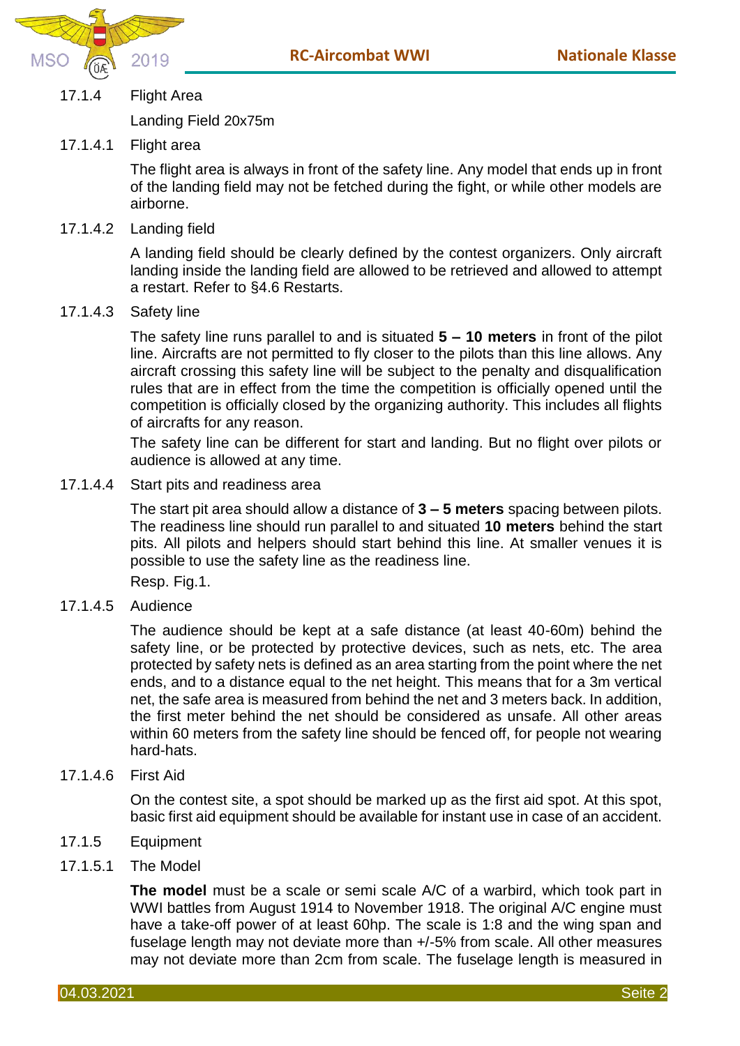### 17.1.4 Flight Area

Landing Field 20x75m

#### 17.1.4.1 Flight area

The flight area is always in front of the safety line. Any model that ends up in front of the landing field may not be fetched during the fight, or while other models are airborne.

#### 17.1.4.2 Landing field

A landing field should be clearly defined by the contest organizers. Only aircraft landing inside the landing field are allowed to be retrieved and allowed to attempt a restart. Refer to §4.6 Restarts.

#### 17.1.4.3 Safety line

The safety line runs parallel to and is situated **5 – 10 meters** in front of the pilot line. Aircrafts are not permitted to fly closer to the pilots than this line allows. Any aircraft crossing this safety line will be subject to the penalty and disqualification rules that are in effect from the time the competition is officially opened until the competition is officially closed by the organizing authority. This includes all flights of aircrafts for any reason.

The safety line can be different for start and landing. But no flight over pilots or audience is allowed at any time.

#### 17.1.4.4 Start pits and readiness area

The start pit area should allow a distance of **3 – 5 meters** spacing between pilots. The readiness line should run parallel to and situated **10 meters** behind the start pits. All pilots and helpers should start behind this line. At smaller venues it is possible to use the safety line as the readiness line.

Resp. Fig.1.

#### 17.1.4.5 Audience

The audience should be kept at a safe distance (at least 40-60m) behind the safety line, or be protected by protective devices, such as nets, etc. The area protected by safety nets is defined as an area starting from the point where the net ends, and to a distance equal to the net height. This means that for a 3m vertical net, the safe area is measured from behind the net and 3 meters back. In addition, the first meter behind the net should be considered as unsafe. All other areas within 60 meters from the safety line should be fenced off, for people not wearing hard-hats.

#### 17.1.4.6 First Aid

On the contest site, a spot should be marked up as the first aid spot. At this spot, basic first aid equipment should be available for instant use in case of an accident.

### 17.1.5 Equipment

#### 17.1.5.1 The Model

**The model** must be a scale or semi scale A/C of a warbird, which took part in WWI battles from August 1914 to November 1918. The original A/C engine must have a take-off power of at least 60hp. The scale is 1:8 and the wing span and fuselage length may not deviate more than +/-5% from scale. All other measures may not deviate more than 2cm from scale. The fuselage length is measured in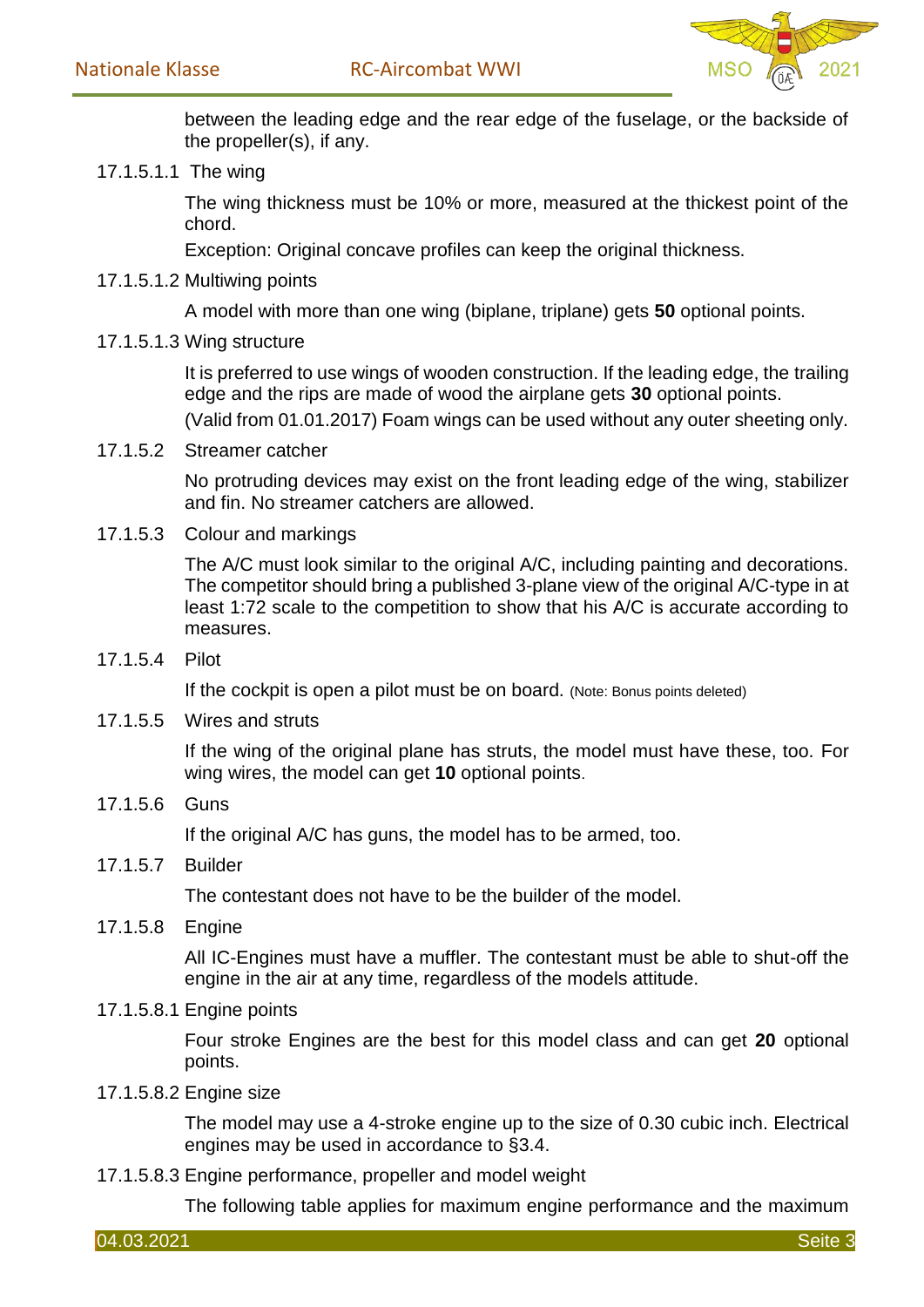between the leading edge and the rear edge of the fuselage, or the backside of the propeller(s), if any.

17.1.5.1.1 The wing

The wing thickness must be 10% or more, measured at the thickest point of the chord.

Exception: Original concave profiles can keep the original thickness.

17.1.5.1.2 Multiwing points

A model with more than one wing (biplane, triplane) gets **50** optional points.

17.1.5.1.3 Wing structure

It is preferred to use wings of wooden construction. If the leading edge, the trailing edge and the rips are made of wood the airplane gets **30** optional points.

(Valid from 01.01.2017) Foam wings can be used without any outer sheeting only.

17.1.5.2 Streamer catcher

No protruding devices may exist on the front leading edge of the wing, stabilizer and fin. No streamer catchers are allowed.

17.1.5.3 Colour and markings

The A/C must look similar to the original A/C, including painting and decorations. The competitor should bring a published 3-plane view of the original A/C-type in at least 1:72 scale to the competition to show that his A/C is accurate according to measures.

17.1.5.4 Pilot

If the cockpit is open a pilot must be on board. (Note: Bonus points deleted)

17.1.5.5 Wires and struts

If the wing of the original plane has struts, the model must have these, too. For wing wires, the model can get **10** optional points.

17.1.5.6 Guns

If the original A/C has guns, the model has to be armed, too.

17.1.5.7 Builder

The contestant does not have to be the builder of the model.

17.1.5.8 Engine

All IC-Engines must have a muffler. The contestant must be able to shut-off the engine in the air at any time, regardless of the models attitude.

17.1.5.8.1 Engine points

Four stroke Engines are the best for this model class and can get **20** optional points.

17.1.5.8.2 Engine size

The model may use a 4-stroke engine up to the size of 0.30 cubic inch. Electrical engines may be used in accordance to §3.4.

17.1.5.8.3 Engine performance, propeller and model weight

The following table applies for maximum engine performance and the maximum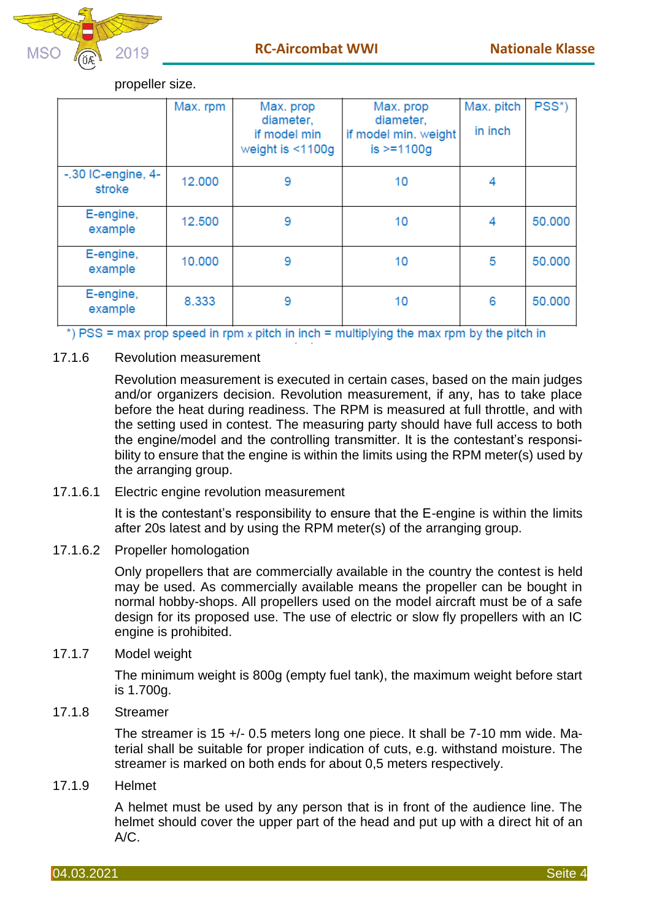propeller size.

| | Max. rpm | Max. prop diameter, if model min weight is <1100g | Max. prop diameter, if model min. weight is >=1100g | Max. pitch in inch | PSS*) |
|---|---|---|---|---|---|
| -.30 IC-engine, 4-stroke | 12.000 | 9 | 10 | 4 | |
| E-engine, example | 12.500 | 9 | 10 | 4 | 50.000 |
| E-engine, example | 10.000 | 9 | 10 | 5 | 50.000 |
| E-engine, example | 8.333 | 9 | 10 | 6 | 50.000 |

*) PSS = max prop speed in rpm x pitch in inch = multiplying the max rpm by the pitch in

17.1.6 Revolution measurement

Revolution measurement is executed in certain cases, based on the main judges and/or organizers decision. Revolution measurement, if any, has to take place before the heat during readiness. The RPM is measured at full throttle, and with the setting used in contest. The measuring party should have full access to both the engine/model and the controlling transmitter. It is the contestant's responsibility to ensure that the engine is within the limits using the RPM meter(s) used by the arranging group.

17.1.6.1 Electric engine revolution measurement

It is the contestant's responsibility to ensure that the E-engine is within the limits after 20s latest and by using the RPM meter(s) of the arranging group.

17.1.6.2 Propeller homologation

Only propellers that are commercially available in the country the contest is held may be used. As commercially available means the propeller can be bought in normal hobby-shops. All propellers used on the model aircraft must be of a safe design for its proposed use. The use of electric or slow fly propellers with an IC engine is prohibited.

17.1.7 Model weight

The minimum weight is 800g (empty fuel tank), the maximum weight before start is 1.700g.

17.1.8 Streamer

The streamer is 15 +/- 0.5 meters long one piece. It shall be 7-10 mm wide. Material shall be suitable for proper indication of cuts, e.g. withstand moisture. The streamer is marked on both ends for about 0,5 meters respectively.

17.1.9 Helmet

A helmet must be used by any person that is in front of the audience line. The helmet should cover the upper part of the head and put up with a direct hit of an A/C.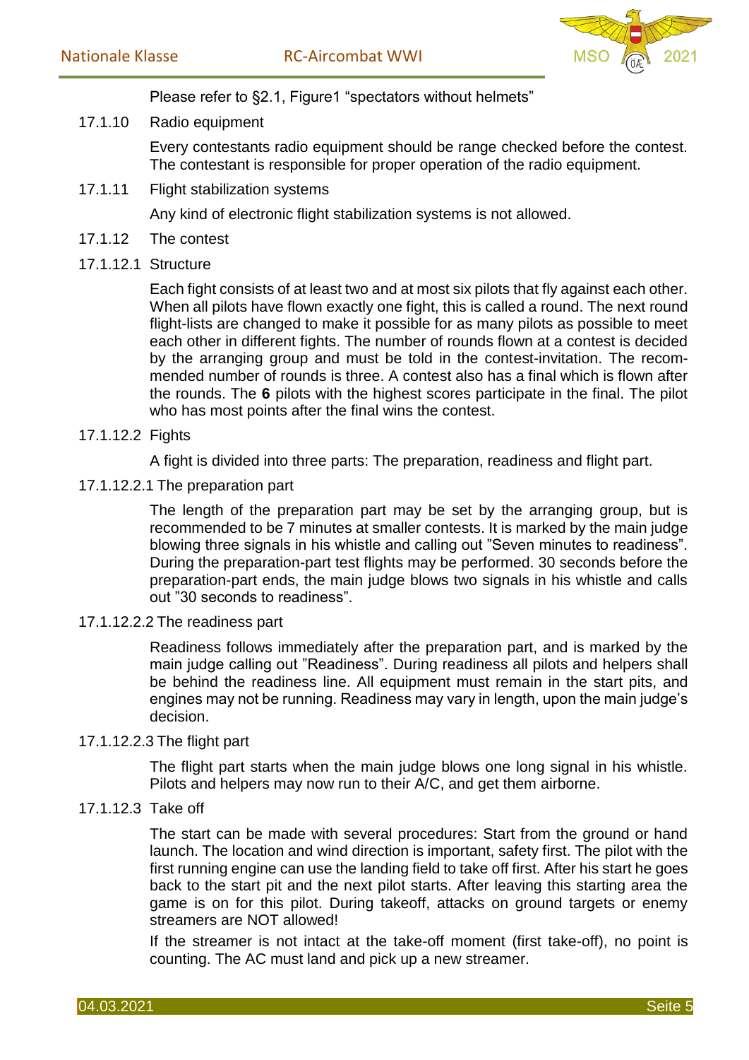Please refer to §2.1, Figure1 “spectators without helmets”

### 17.1.10 Radio equipment

Every contestants radio equipment should be range checked before the contest. The contestant is responsible for proper operation of the radio equipment.

### 17.1.11 Flight stabilization systems

Any kind of electronic flight stabilization systems is not allowed.

### 17.1.12 The contest

#### 17.1.12.1 Structure

Each fight consists of at least two and at most six pilots that fly against each other. When all pilots have flown exactly one fight, this is called a round. The next round flight-lists are changed to make it possible for as many pilots as possible to meet each other in different fights. The number of rounds flown at a contest is decided by the arranging group and must be told in the contest-invitation. The recommended number of rounds is three. A contest also has a final which is flown after the rounds. The **6** pilots with the highest scores participate in the final. The pilot who has most points after the final wins the contest.

#### 17.1.12.2 Fights

A fight is divided into three parts: The preparation, readiness and flight part.

##### 17.1.12.2.1 The preparation part

The length of the preparation part may be set by the arranging group, but is recommended to be 7 minutes at smaller contests. It is marked by the main judge blowing three signals in his whistle and calling out ”Seven minutes to readiness”. During the preparation-part test flights may be performed. 30 seconds before the preparation-part ends, the main judge blows two signals in his whistle and calls out ”30 seconds to readiness”.

##### 17.1.12.2.2 The readiness part

Readiness follows immediately after the preparation part, and is marked by the main judge calling out ”Readiness”. During readiness all pilots and helpers shall be behind the readiness line. All equipment must remain in the start pits, and engines may not be running. Readiness may vary in length, upon the main judge’s decision.

##### 17.1.12.2.3 The flight part

The flight part starts when the main judge blows one long signal in his whistle. Pilots and helpers may now run to their A/C, and get them airborne.

#### 17.1.12.3 Take off

The start can be made with several procedures: Start from the ground or hand launch. The location and wind direction is important, safety first. The pilot with the first running engine can use the landing field to take off first. After his start he goes back to the start pit and the next pilot starts. After leaving this starting area the game is on for this pilot. During takeoff, attacks on ground targets or enemy streamers are NOT allowed!

If the streamer is not intact at the take-off moment (first take-off), no point is counting. The AC must land and pick up a new streamer.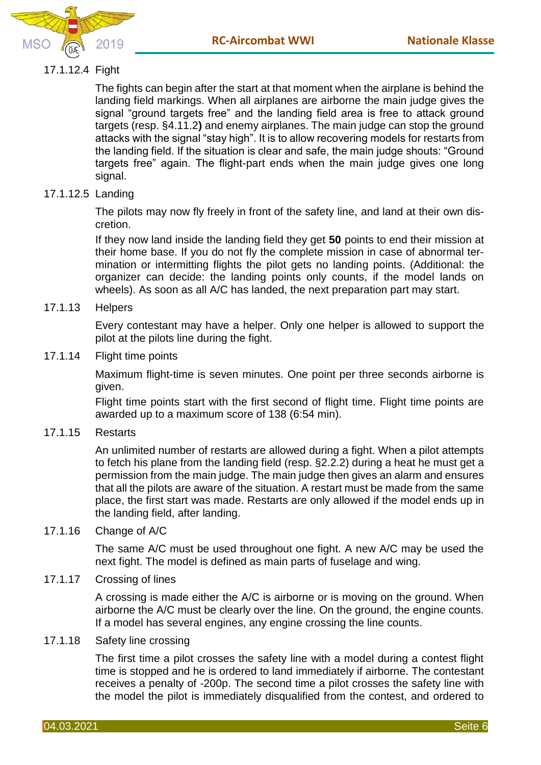#### 17.1.12.4 Fight

The fights can begin after the start at that moment when the airplane is behind the landing field markings. When all airplanes are airborne the main judge gives the signal “ground targets free” and the landing field area is free to attack ground targets (resp. §4.11.2**)** and enemy airplanes. The main judge can stop the ground attacks with the signal “stay high”. It is to allow recovering models for restarts from the landing field. If the situation is clear and safe, the main judge shouts: “Ground targets free” again. The flight-part ends when the main judge gives one long signal.

#### 17.1.12.5 Landing

The pilots may now fly freely in front of the safety line, and land at their own discretion.

If they now land inside the landing field they get **50** points to end their mission at their home base. If you do not fly the complete mission in case of abnormal termination or intermitting flights the pilot gets no landing points. (Additional: the organizer can decide: the landing points only counts, if the model lands on wheels). As soon as all A/C has landed, the next preparation part may start.

### 17.1.13 Helpers

Every contestant may have a helper. Only one helper is allowed to support the pilot at the pilots line during the fight.

### 17.1.14 Flight time points

Maximum flight-time is seven minutes. One point per three seconds airborne is given.

Flight time points start with the first second of flight time. Flight time points are awarded up to a maximum score of 138 (6:54 min).

### 17.1.15 Restarts

An unlimited number of restarts are allowed during a fight. When a pilot attempts to fetch his plane from the landing field (resp. §2.2.2) during a heat he must get a permission from the main judge. The main judge then gives an alarm and ensures that all the pilots are aware of the situation. A restart must be made from the same place, the first start was made. Restarts are only allowed if the model ends up in the landing field, after landing.

### 17.1.16 Change of A/C

The same A/C must be used throughout one fight. A new A/C may be used the next fight. The model is defined as main parts of fuselage and wing.

### 17.1.17 Crossing of lines

A crossing is made either the A/C is airborne or is moving on the ground. When airborne the A/C must be clearly over the line. On the ground, the engine counts. If a model has several engines, any engine crossing the line counts.

### 17.1.18 Safety line crossing

The first time a pilot crosses the safety line with a model during a contest flight time is stopped and he is ordered to land immediately if airborne. The contestant receives a penalty of -200p. The second time a pilot crosses the safety line with the model the pilot is immediately disqualified from the contest, and ordered to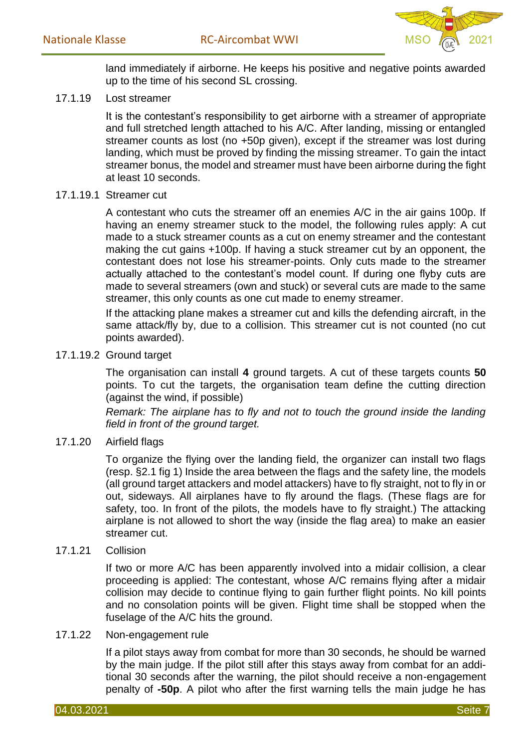land immediately if airborne. He keeps his positive and negative points awarded up to the time of his second SL crossing.

### 17.1.19 Lost streamer

It is the contestant's responsibility to get airborne with a streamer of appropriate and full stretched length attached to his A/C. After landing, missing or entangled streamer counts as lost (no +50p given), except if the streamer was lost during landing, which must be proved by finding the missing streamer. To gain the intact streamer bonus, the model and streamer must have been airborne during the fight at least 10 seconds.

#### 17.1.19.1 Streamer cut

A contestant who cuts the streamer off an enemies A/C in the air gains 100p. If having an enemy streamer stuck to the model, the following rules apply: A cut made to a stuck streamer counts as a cut on enemy streamer and the contestant making the cut gains +100p. If having a stuck streamer cut by an opponent, the contestant does not lose his streamer-points. Only cuts made to the streamer actually attached to the contestant's model count. If during one flyby cuts are made to several streamers (own and stuck) or several cuts are made to the same streamer, this only counts as one cut made to enemy streamer.

If the attacking plane makes a streamer cut and kills the defending aircraft, in the same attack/fly by, due to a collision. This streamer cut is not counted (no cut points awarded).

#### 17.1.19.2 Ground target

The organisation can install **4** ground targets. A cut of these targets counts **50** points. To cut the targets, the organisation team define the cutting direction (against the wind, if possible)

*Remark: The airplane has to fly and not to touch the ground inside the landing field in front of the ground target.*

### 17.1.20 Airfield flags

To organize the flying over the landing field, the organizer can install two flags (resp. §2.1 fig 1) Inside the area between the flags and the safety line, the models (all ground target attackers and model attackers) have to fly straight, not to fly in or out, sideways. All airplanes have to fly around the flags. (These flags are for safety, too. In front of the pilots, the models have to fly straight.) The attacking airplane is not allowed to short the way (inside the flag area) to make an easier streamer cut.

### 17.1.21 Collision

If two or more A/C has been apparently involved into a midair collision, a clear proceeding is applied: The contestant, whose A/C remains flying after a midair collision may decide to continue flying to gain further flight points. No kill points and no consolation points will be given. Flight time shall be stopped when the fuselage of the A/C hits the ground.

### 17.1.22 Non-engagement rule

If a pilot stays away from combat for more than 30 seconds, he should be warned by the main judge. If the pilot still after this stays away from combat for an additional 30 seconds after the warning, the pilot should receive a non-engagement penalty of **-50p**. A pilot who after the first warning tells the main judge he has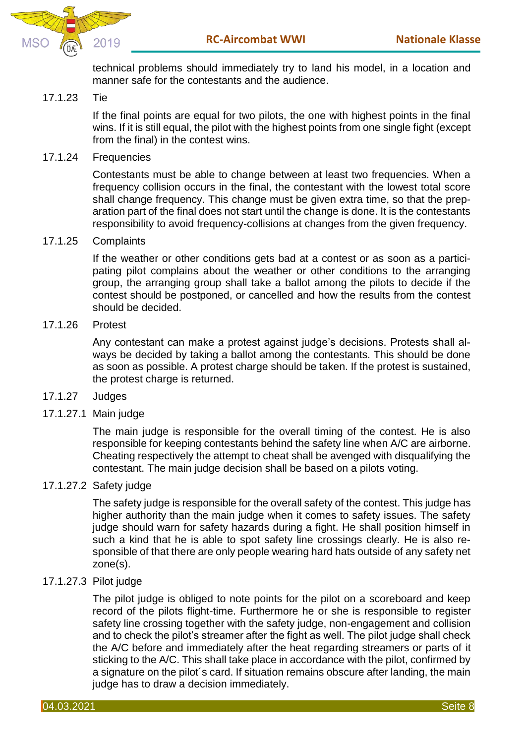technical problems should immediately try to land his model, in a location and manner safe for the contestants and the audience.

### 17.1.23 Tie

If the final points are equal for two pilots, the one with highest points in the final wins. If it is still equal, the pilot with the highest points from one single fight (except from the final) in the contest wins.

### 17.1.24 Frequencies

Contestants must be able to change between at least two frequencies. When a frequency collision occurs in the final, the contestant with the lowest total score shall change frequency. This change must be given extra time, so that the preparation part of the final does not start until the change is done. It is the contestants responsibility to avoid frequency-collisions at changes from the given frequency.

### 17.1.25 Complaints

If the weather or other conditions gets bad at a contest or as soon as a participating pilot complains about the weather or other conditions to the arranging group, the arranging group shall take a ballot among the pilots to decide if the contest should be postponed, or cancelled and how the results from the contest should be decided.

### 17.1.26 Protest

Any contestant can make a protest against judge's decisions. Protests shall always be decided by taking a ballot among the contestants. This should be done as soon as possible. A protest charge should be taken. If the protest is sustained, the protest charge is returned.

### 17.1.27 Judges

#### 17.1.27.1 Main judge

The main judge is responsible for the overall timing of the contest. He is also responsible for keeping contestants behind the safety line when A/C are airborne. Cheating respectively the attempt to cheat shall be avenged with disqualifying the contestant. The main judge decision shall be based on a pilots voting.

#### 17.1.27.2 Safety judge

The safety judge is responsible for the overall safety of the contest. This judge has higher authority than the main judge when it comes to safety issues. The safety judge should warn for safety hazards during a fight. He shall position himself in such a kind that he is able to spot safety line crossings clearly. He is also responsible of that there are only people wearing hard hats outside of any safety net zone(s).

#### 17.1.27.3 Pilot judge

The pilot judge is obliged to note points for the pilot on a scoreboard and keep record of the pilots flight-time. Furthermore he or she is responsible to register safety line crossing together with the safety judge, non-engagement and collision and to check the pilot's streamer after the fight as well. The pilot judge shall check the A/C before and immediately after the heat regarding streamers or parts of it sticking to the A/C. This shall take place in accordance with the pilot, confirmed by a signature on the pilot´s card. If situation remains obscure after landing, the main judge has to draw a decision immediately.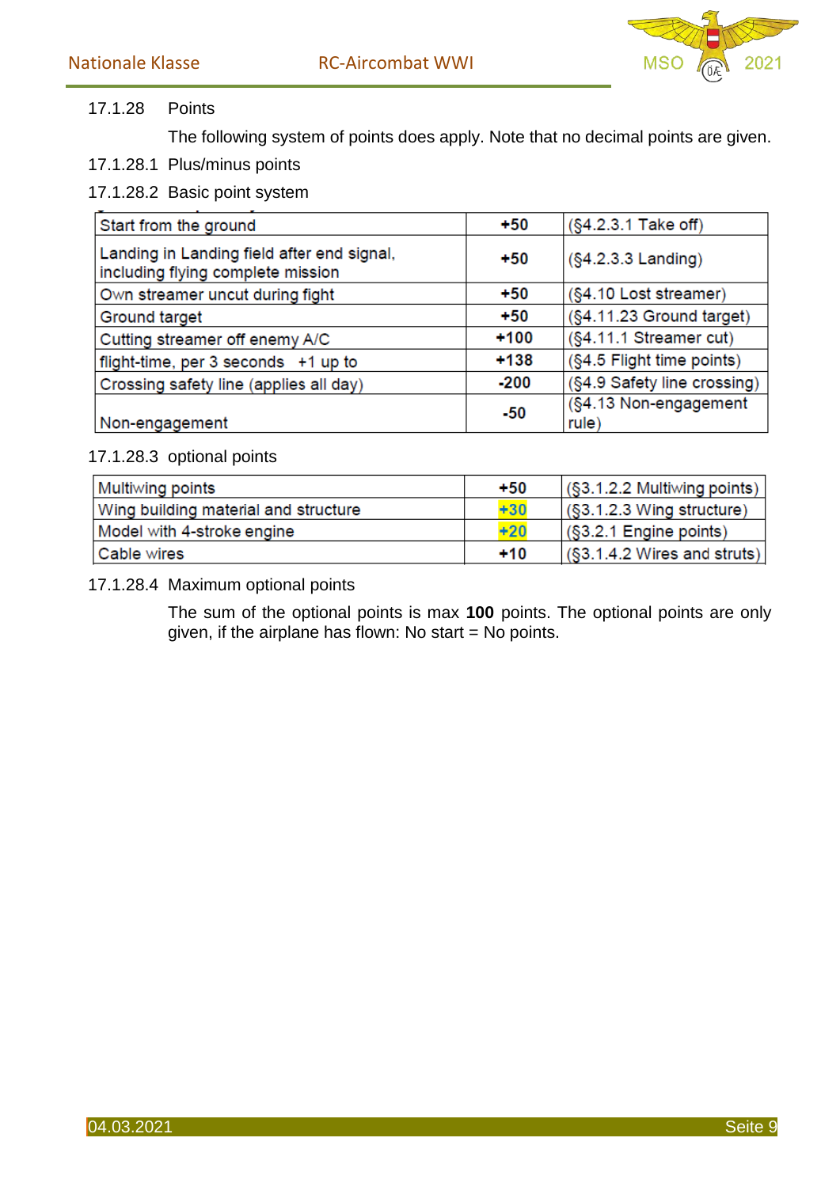17.1.28 Points

The following system of points does apply. Note that no decimal points are given.

17.1.28.1 Plus/minus points

17.1.28.2 Basic point system

| Start from the ground | +50 | (§4.2.3.1 Take off) |
|---|---|---|
| Landing in Landing field after end signal, including flying complete mission | +50 | (§4.2.3.3 Landing) |
| Own streamer uncut during fight | +50 | (§4.10 Lost streamer) |
| Ground target | +50 | (§4.11.23 Ground target) |
| Cutting streamer off enemy A/C | +100 | (§4.11.1 Streamer cut) |
| flight-time, per 3 seconds +1 up to | +138 | (§4.5 Flight time points) |
| Crossing safety line (applies all day) | -200 | (§4.9 Safety line crossing) |
| Non-engagement | -50 | (§4.13 Non-engagement rule) |

17.1.28.3 optional points

| Multiwing points | +50 | (§3.1.2.2 Multiwing points) |
|---|---|---|
| Wing building material and structure | +30 | (§3.1.2.3 Wing structure) |
| Model with 4-stroke engine | +20 | (§3.2.1 Engine points) |
| Cable wires | +10 | (§3.1.4.2 Wires and struts) |

17.1.28.4 Maximum optional points

The sum of the optional points is max **100** points. The optional points are only given, if the airplane has flown: No start = No points.